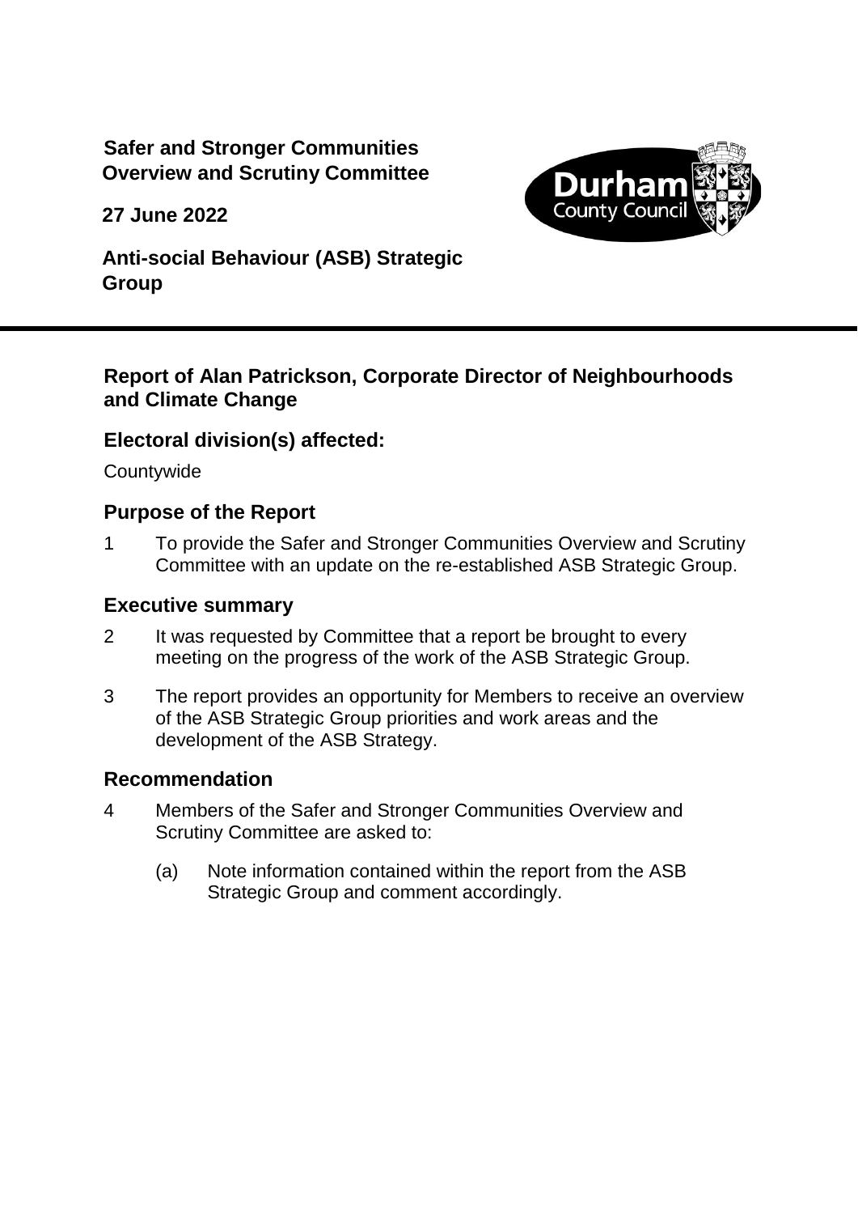**Safer and Stronger Communities Overview and Scrutiny Committee**

**27 June 2022**

**Anti-social Behaviour (ASB) Strategic Group**

## Report of Alan Patrickson, Corporate Director of Neighbourhoods and Climate Change

### Electoral division(s) affected:

Countywide

### Purpose of the Report

1 To provide the Safer and Stronger Communities Overview and Scrutiny Committee with an update on the re-established ASB Strategic Group.

### Executive summary

2 It was requested by Committee that a report be brought to every meeting on the progress of the work of the ASB Strategic Group.

3 The report provides an opportunity for Members to receive an overview of the ASB Strategic Group priorities and work areas and the development of the ASB Strategy.

### Recommendation

4 Members of the Safer and Stronger Communities Overview and Scrutiny Committee are asked to:

(a) Note information contained within the report from the ASB Strategic Group and comment accordingly.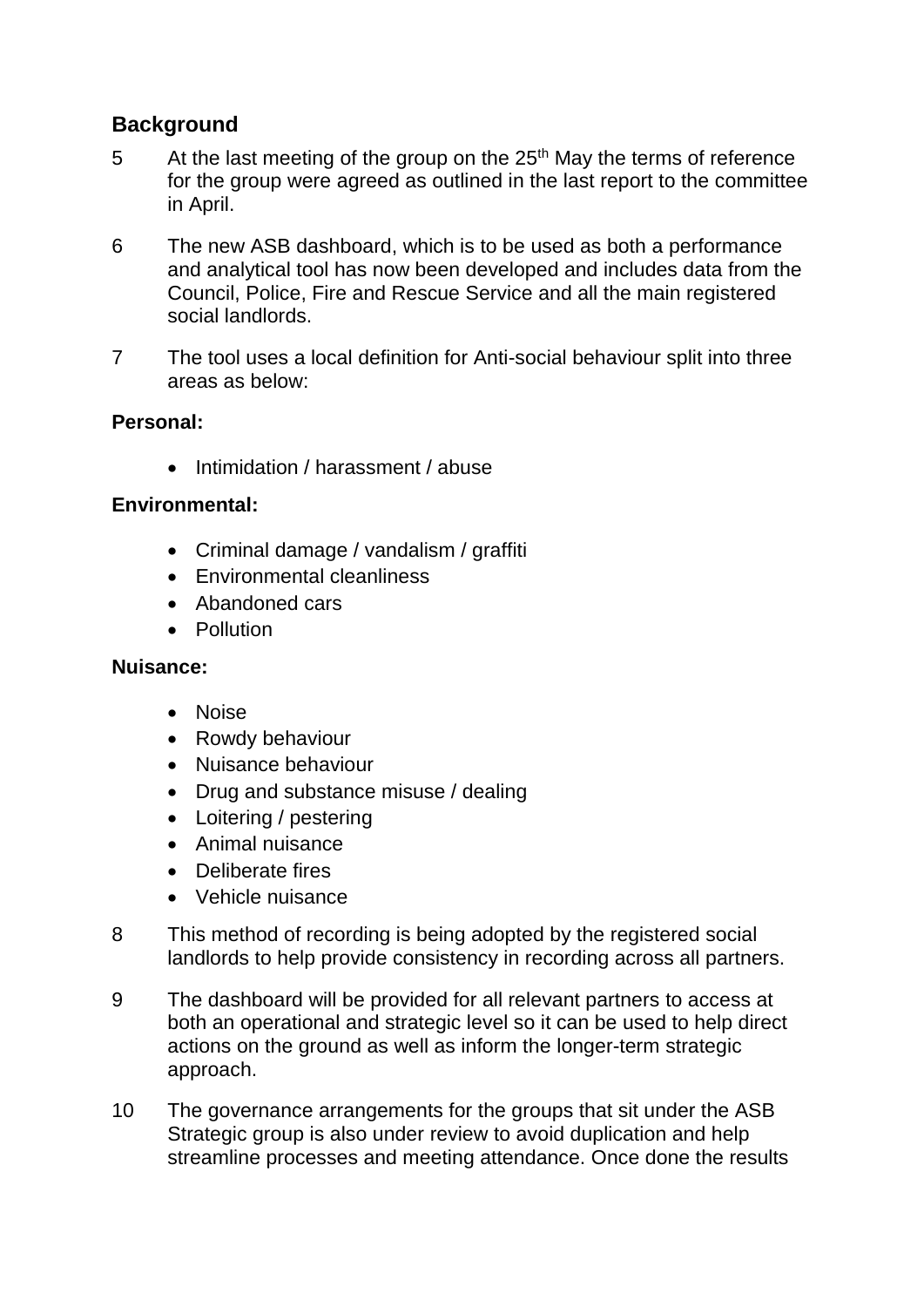## Background

5 At the last meeting of the group on the 25th May the terms of reference for the group were agreed as outlined in the last report to the committee in April.

6 The new ASB dashboard, which is to be used as both a performance and analytical tool has now been developed and includes data from the Council, Police, Fire and Rescue Service and all the main registered social landlords.

7 The tool uses a local definition for Anti-social behaviour split into three areas as below:

**Personal:**

- Intimidation / harassment / abuse

**Environmental:**

- Criminal damage / vandalism / graffiti
- Environmental cleanliness
- Abandoned cars
- Pollution

**Nuisance:**

- Noise
- Rowdy behaviour
- Nuisance behaviour
- Drug and substance misuse / dealing
- Loitering / pestering
- Animal nuisance
- Deliberate fires
- Vehicle nuisance

8 This method of recording is being adopted by the registered social landlords to help provide consistency in recording across all partners.

9 The dashboard will be provided for all relevant partners to access at both an operational and strategic level so it can be used to help direct actions on the ground as well as inform the longer-term strategic approach.

10 The governance arrangements for the groups that sit under the ASB Strategic group is also under review to avoid duplication and help streamline processes and meeting attendance. Once done the results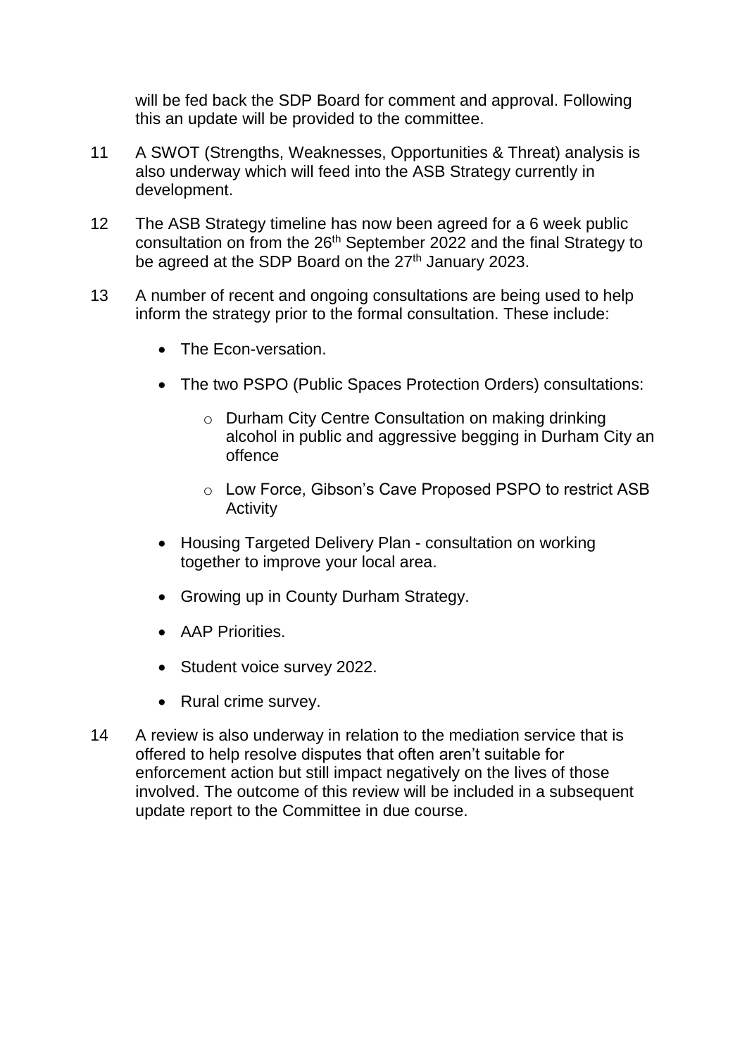will be fed back the SDP Board for comment and approval. Following this an update will be provided to the committee.

11 A SWOT (Strengths, Weaknesses, Opportunities & Threat) analysis is also underway which will feed into the ASB Strategy currently in development.

12 The ASB Strategy timeline has now been agreed for a 6 week public consultation on from the 26th September 2022 and the final Strategy to be agreed at the SDP Board on the 27th January 2023.

13 A number of recent and ongoing consultations are being used to help inform the strategy prior to the formal consultation. These include:

- The Econ-versation.
- The two PSPO (Public Spaces Protection Orders) consultations:
  - Durham City Centre Consultation on making drinking alcohol in public and aggressive begging in Durham City an offence
  - Low Force, Gibson's Cave Proposed PSPO to restrict ASB Activity
- Housing Targeted Delivery Plan - consultation on working together to improve your local area.
- Growing up in County Durham Strategy.
- AAP Priorities.
- Student voice survey 2022.
- Rural crime survey.

14 A review is also underway in relation to the mediation service that is offered to help resolve disputes that often aren't suitable for enforcement action but still impact negatively on the lives of those involved. The outcome of this review will be included in a subsequent update report to the Committee in due course.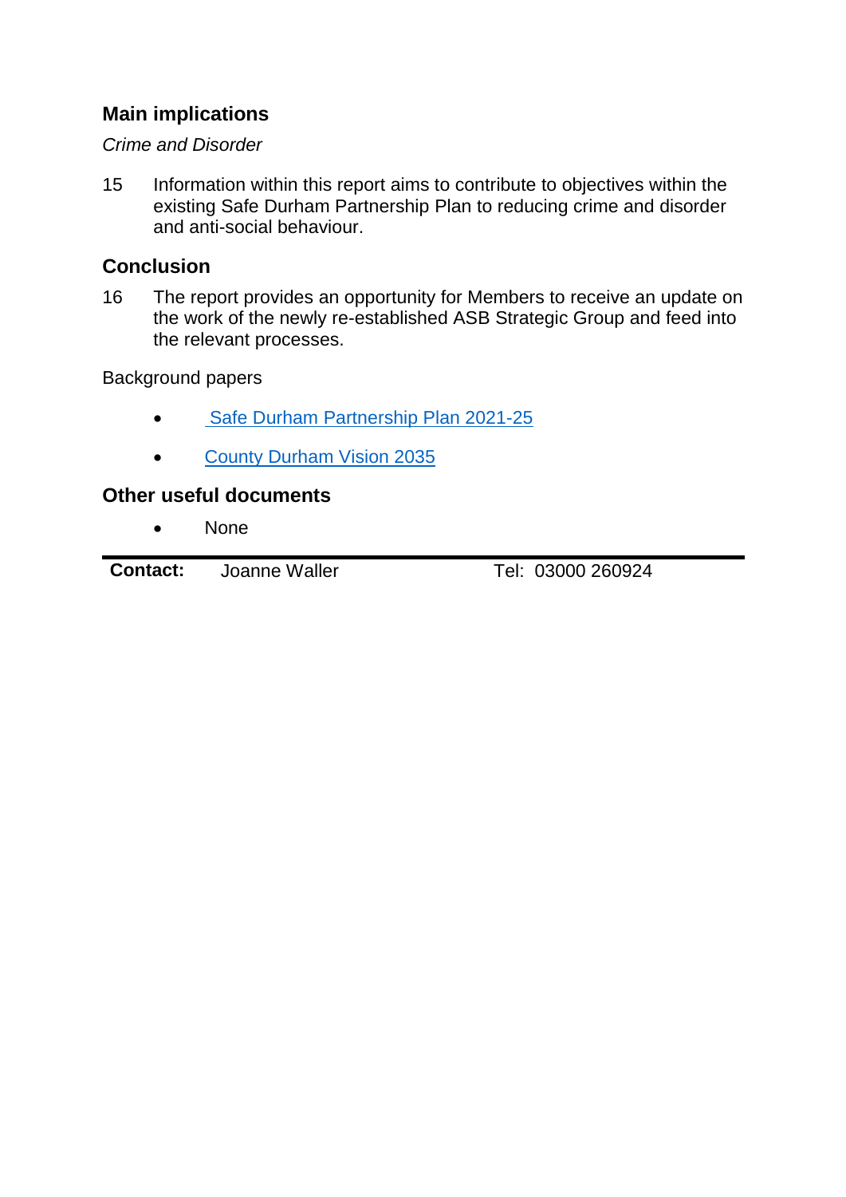## Main implications

*Crime and Disorder*

15 Information within this report aims to contribute to objectives within the existing Safe Durham Partnership Plan to reducing crime and disorder and anti-social behaviour.

## Conclusion

16 The report provides an opportunity for Members to receive an update on the work of the newly re-established ASB Strategic Group and feed into the relevant processes.

Background papers

- Safe Durham Partnership Plan 2021-25
- County Durham Vision 2035

## Other useful documents

- None

| **Contact:** | Joanne Waller | Tel: 03000 260924 |
|---|---|---|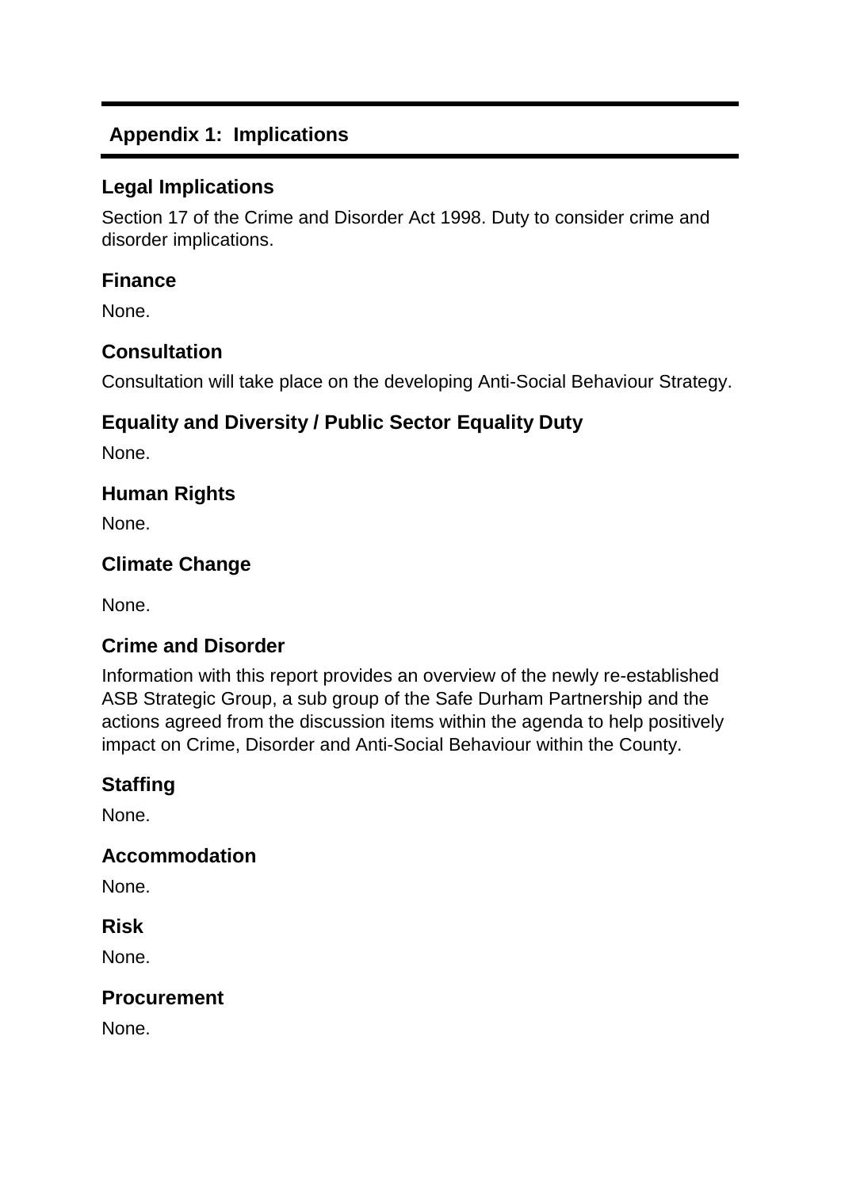## Appendix 1: Implications

### Legal Implications

Section 17 of the Crime and Disorder Act 1998. Duty to consider crime and disorder implications.

### Finance

None.

### Consultation

Consultation will take place on the developing Anti-Social Behaviour Strategy.

### Equality and Diversity / Public Sector Equality Duty

None.

### Human Rights

None.

### Climate Change

None.

### Crime and Disorder

Information with this report provides an overview of the newly re-established ASB Strategic Group, a sub group of the Safe Durham Partnership and the actions agreed from the discussion items within the agenda to help positively impact on Crime, Disorder and Anti-Social Behaviour within the County.

### Staffing

None.

### Accommodation

None.

### Risk

None.

### Procurement

None.